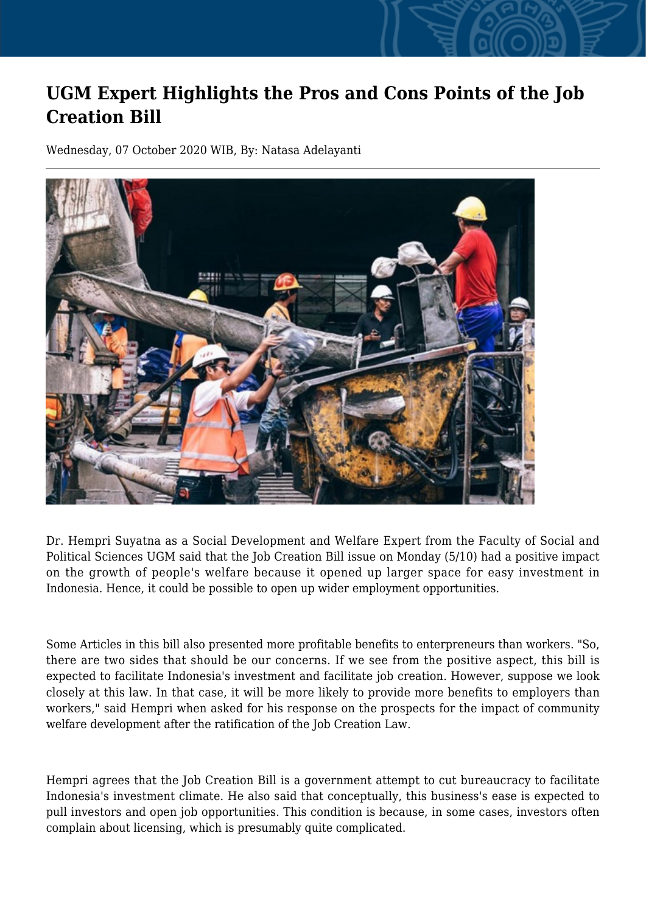# UGM Expert Highlights the Pros and Cons Points of the Job Creation Bill

Wednesday, 07 October 2020 WIB, By: Natasa Adelayanti

Dr. Hempri Suyatna as a Social Development and Welfare Expert from the Faculty of Social and Political Sciences UGM said that the Job Creation Bill issue on Monday (5/10) had a positive impact on the growth of people's welfare because it opened up larger space for easy investment in Indonesia. Hence, it could be possible to open up wider employment opportunities.

Some Articles in this bill also presented more profitable benefits to enterpreneurs than workers. "So, there are two sides that should be our concerns. If we see from the positive aspect, this bill is expected to facilitate Indonesia's investment and facilitate job creation. However, suppose we look closely at this law. In that case, it will be more likely to provide more benefits to employers than workers," said Hempri when asked for his response on the prospects for the impact of community welfare development after the ratification of the Job Creation Law.

Hempri agrees that the Job Creation Bill is a government attempt to cut bureaucracy to facilitate Indonesia's investment climate. He also said that conceptually, this business's ease is expected to pull investors and open job opportunities. This condition is because, in some cases, investors often complain about licensing, which is presumably quite complicated.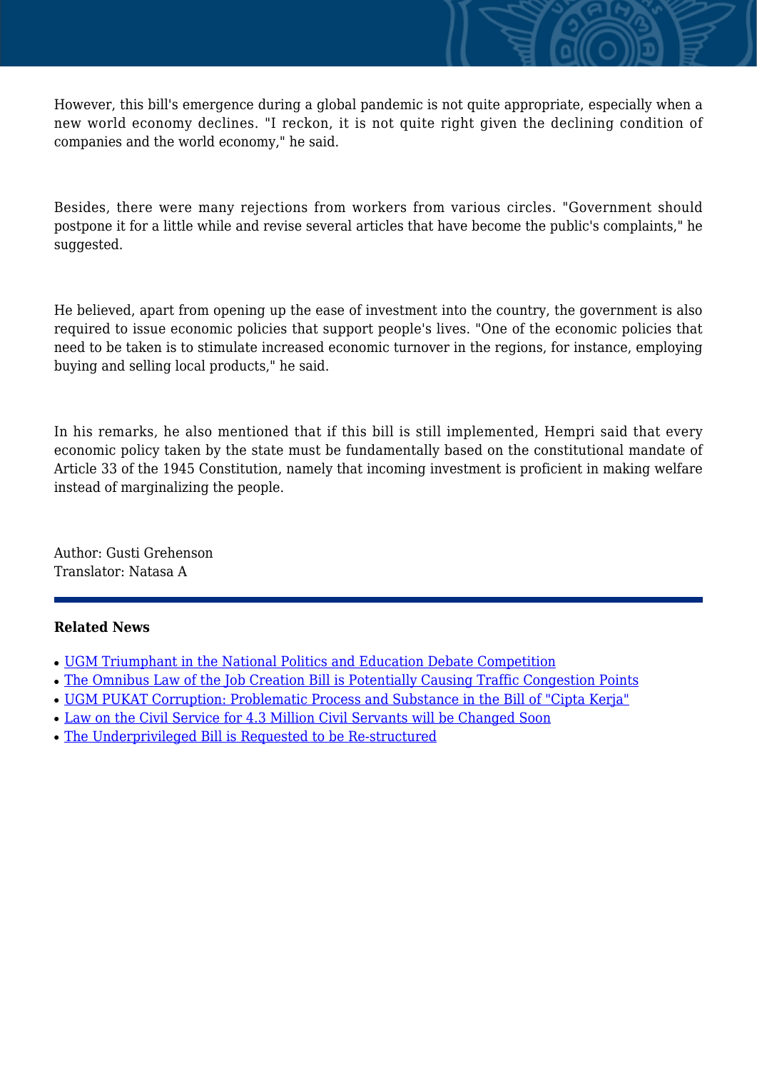However, this bill's emergence during a global pandemic is not quite appropriate, especially when a new world economy declines. "I reckon, it is not quite right given the declining condition of companies and the world economy," he said.

Besides, there were many rejections from workers from various circles. "Government should postpone it for a little while and revise several articles that have become the public's complaints," he suggested.

He believed, apart from opening up the ease of investment into the country, the government is also required to issue economic policies that support people's lives. "One of the economic policies that need to be taken is to stimulate increased economic turnover in the regions, for instance, employing buying and selling local products," he said.

In his remarks, he also mentioned that if this bill is still implemented, Hempri said that every economic policy taken by the state must be fundamentally based on the constitutional mandate of Article 33 of the 1945 Constitution, namely that incoming investment is proficient in making welfare instead of marginalizing the people.

Author: Gusti Grehenson
Translator: Natasa A

**Related News**

- UGM Triumphant in the National Politics and Education Debate Competition
- The Omnibus Law of the Job Creation Bill is Potentially Causing Traffic Congestion Points
- UGM PUKAT Corruption: Problematic Process and Substance in the Bill of "Cipta Kerja"
- Law on the Civil Service for 4.3 Million Civil Servants will be Changed Soon
- The Underprivileged Bill is Requested to be Re-structured